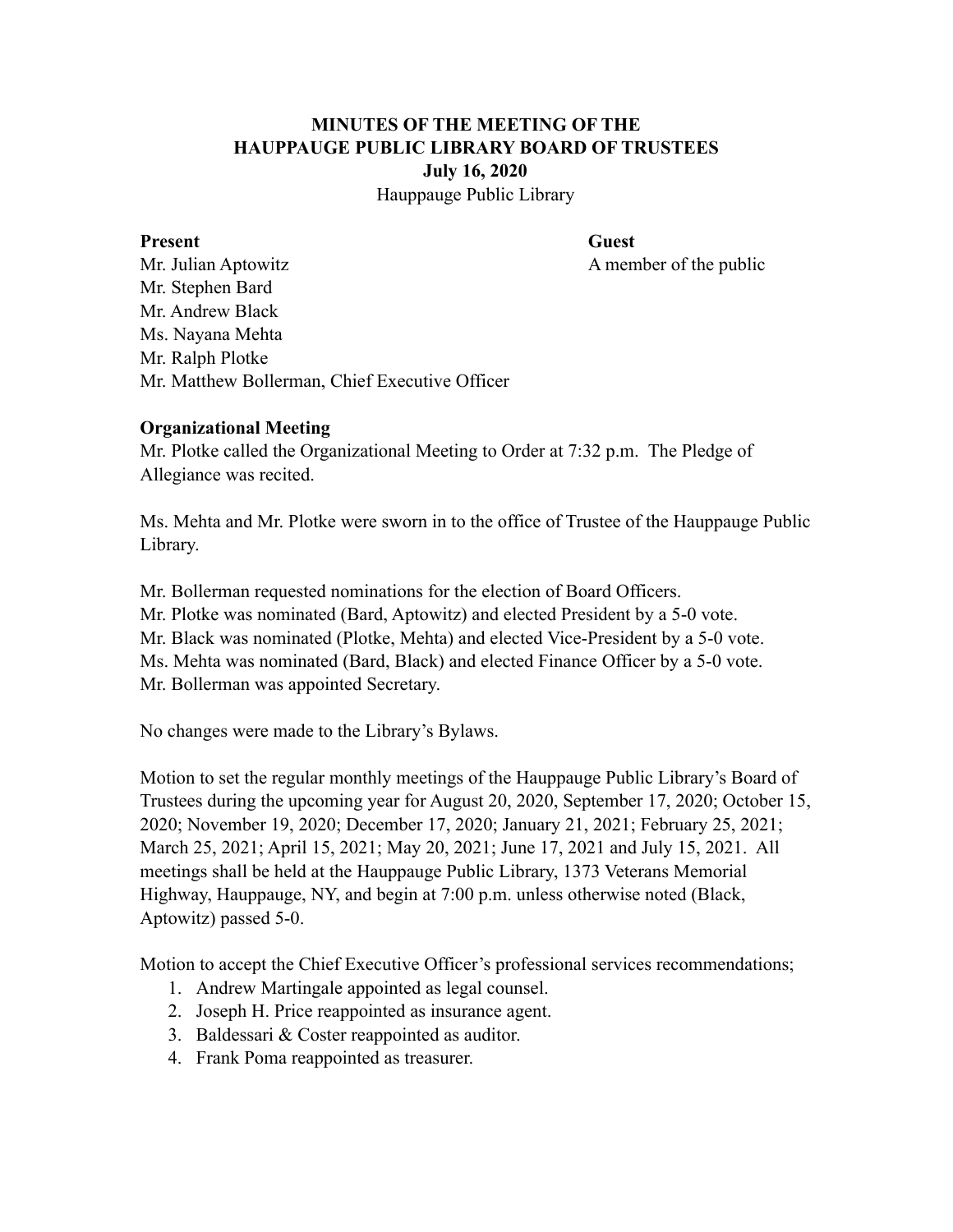# MINUTES OF THE MEETING OF THE HAUPPAUGE PUBLIC LIBRARY BOARD OF TRUSTEES

**July 16, 2020**

Hauppauge Public Library

**Present**

Mr. Julian Aptowitz
Mr. Stephen Bard
Mr. Andrew Black
Ms. Nayana Mehta
Mr. Ralph Plotke
Mr. Matthew Bollerman, Chief Executive Officer

**Guest**

A member of the public

**Organizational Meeting**

Mr. Plotke called the Organizational Meeting to Order at 7:32 p.m. The Pledge of Allegiance was recited.

Ms. Mehta and Mr. Plotke were sworn in to the office of Trustee of the Hauppauge Public Library.

Mr. Bollerman requested nominations for the election of Board Officers.
Mr. Plotke was nominated (Bard, Aptowitz) and elected President by a 5-0 vote.
Mr. Black was nominated (Plotke, Mehta) and elected Vice-President by a 5-0 vote.
Ms. Mehta was nominated (Bard, Black) and elected Finance Officer by a 5-0 vote.
Mr. Bollerman was appointed Secretary.

No changes were made to the Library's Bylaws.

Motion to set the regular monthly meetings of the Hauppauge Public Library's Board of Trustees during the upcoming year for August 20, 2020, September 17, 2020; October 15, 2020; November 19, 2020; December 17, 2020; January 21, 2021; February 25, 2021; March 25, 2021; April 15, 2021; May 20, 2021; June 17, 2021 and July 15, 2021. All meetings shall be held at the Hauppauge Public Library, 1373 Veterans Memorial Highway, Hauppauge, NY, and begin at 7:00 p.m. unless otherwise noted (Black, Aptowitz) passed 5-0.

Motion to accept the Chief Executive Officer's professional services recommendations;

1. Andrew Martingale appointed as legal counsel.
2. Joseph H. Price reappointed as insurance agent.
3. Baldessari & Coster reappointed as auditor.
4. Frank Poma reappointed as treasurer.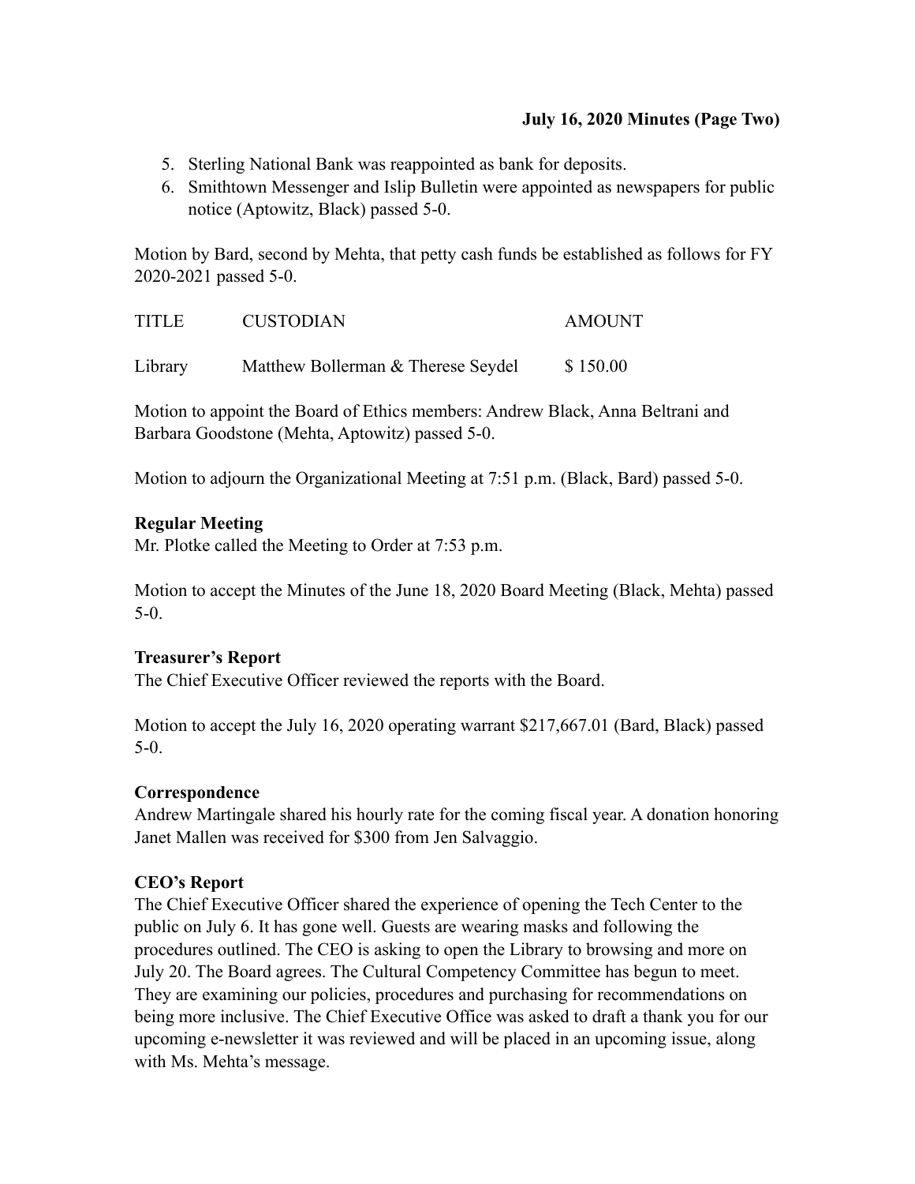5. Sterling National Bank was reappointed as bank for deposits.
6. Smithtown Messenger and Islip Bulletin were appointed as newspapers for public notice (Aptowitz, Black) passed 5-0.

Motion by Bard, second by Mehta, that petty cash funds be established as follows for FY 2020-2021 passed 5-0.

| TITLE | CUSTODIAN | AMOUNT |
|---|---|---|
| Library | Matthew Bollerman & Therese Seydel | $ 150.00 |

Motion to appoint the Board of Ethics members: Andrew Black, Anna Beltrani and Barbara Goodstone (Mehta, Aptowitz) passed 5-0.

Motion to adjourn the Organizational Meeting at 7:51 p.m. (Black, Bard) passed 5-0.

**Regular Meeting**

Mr. Plotke called the Meeting to Order at 7:53 p.m.

Motion to accept the Minutes of the June 18, 2020 Board Meeting (Black, Mehta) passed 5-0.

**Treasurer's Report**

The Chief Executive Officer reviewed the reports with the Board.

Motion to accept the July 16, 2020 operating warrant $217,667.01 (Bard, Black) passed 5-0.

**Correspondence**

Andrew Martingale shared his hourly rate for the coming fiscal year. A donation honoring Janet Mallen was received for $300 from Jen Salvaggio.

**CEO's Report**

The Chief Executive Officer shared the experience of opening the Tech Center to the public on July 6. It has gone well. Guests are wearing masks and following the procedures outlined. The CEO is asking to open the Library to browsing and more on July 20. The Board agrees. The Cultural Competency Committee has begun to meet. They are examining our policies, procedures and purchasing for recommendations on being more inclusive. The Chief Executive Office was asked to draft a thank you for our upcoming e-newsletter it was reviewed and will be placed in an upcoming issue, along with Ms. Mehta's message.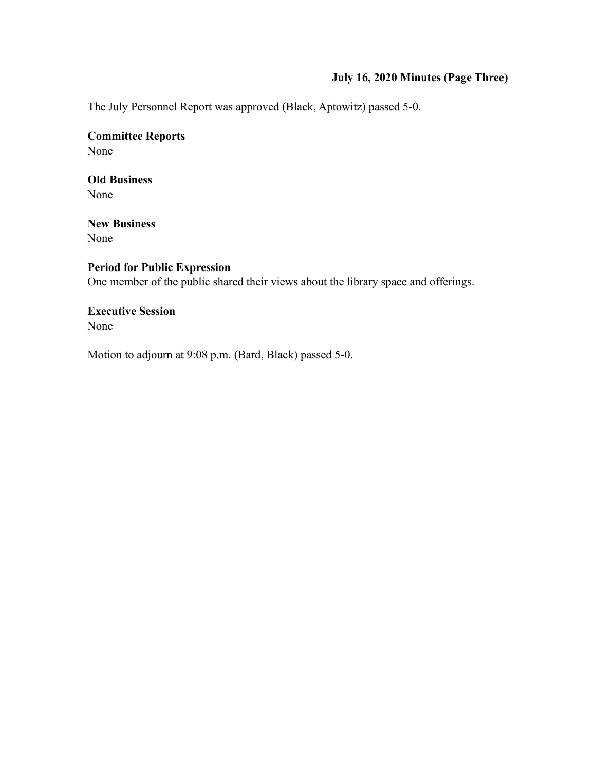The July Personnel Report was approved (Black, Aptowitz) passed 5-0.

**Committee Reports**
None

**Old Business**
None

**New Business**
None

**Period for Public Expression**
One member of the public shared their views about the library space and offerings.

**Executive Session**
None

Motion to adjourn at 9:08 p.m. (Bard, Black) passed 5-0.